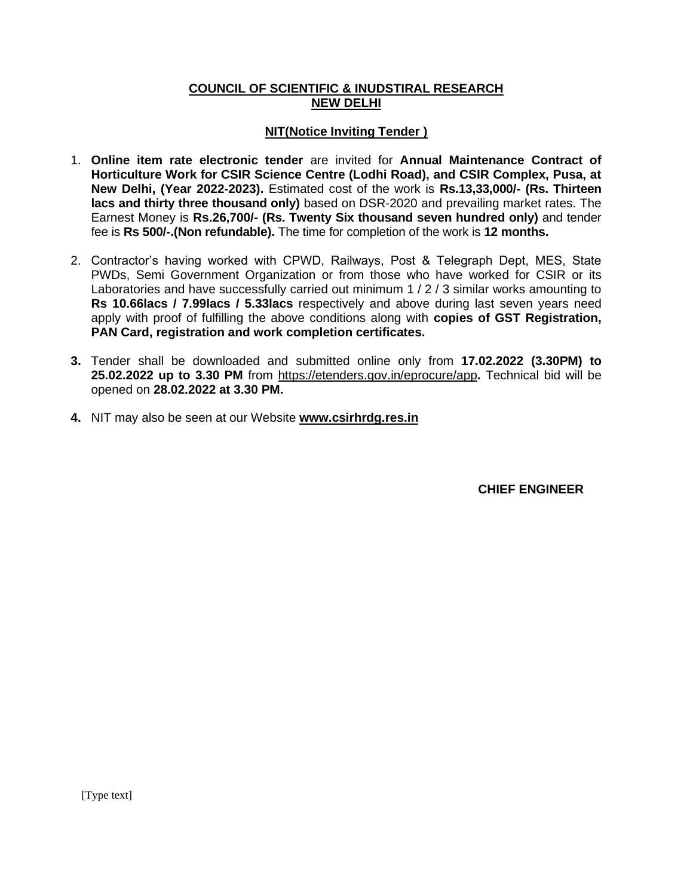**COUNCIL OF SCIENTIFIC & INUDSTIRAL RESEARCH**
**NEW DELHI**

**NIT(Notice Inviting Tender )**

1. **Online item rate electronic tender** are invited for **Annual Maintenance Contract of Horticulture Work for CSIR Science Centre (Lodhi Road), and CSIR Complex, Pusa, at New Delhi, (Year 2022-2023).** Estimated cost of the work is **Rs.13,33,000/- (Rs. Thirteen lacs and thirty three thousand only)** based on DSR-2020 and prevailing market rates. The Earnest Money is **Rs.26,700/- (Rs. Twenty Six thousand seven hundred only)** and tender fee is **Rs 500/-.(Non refundable).** The time for completion of the work is **12 months.**

2. Contractor's having worked with CPWD, Railways, Post & Telegraph Dept, MES, State PWDs, Semi Government Organization or from those who have worked for CSIR or its Laboratories and have successfully carried out minimum 1 / 2 / 3 similar works amounting to **Rs 10.66lacs / 7.99lacs / 5.33lacs** respectively and above during last seven years need apply with proof of fulfilling the above conditions along with **copies of GST Registration, PAN Card, registration and work completion certificates.**

3. Tender shall be downloaded and submitted online only from **17.02.2022 (3.30PM) to 25.02.2022 up to 3.30 PM** from https://etenders.gov.in/eprocure/app**.** Technical bid will be opened on **28.02.2022 at 3.30 PM.**

4. NIT may also be seen at our Website **www.csirhrdg.res.in**

**CHIEF ENGINEER**

[Type text]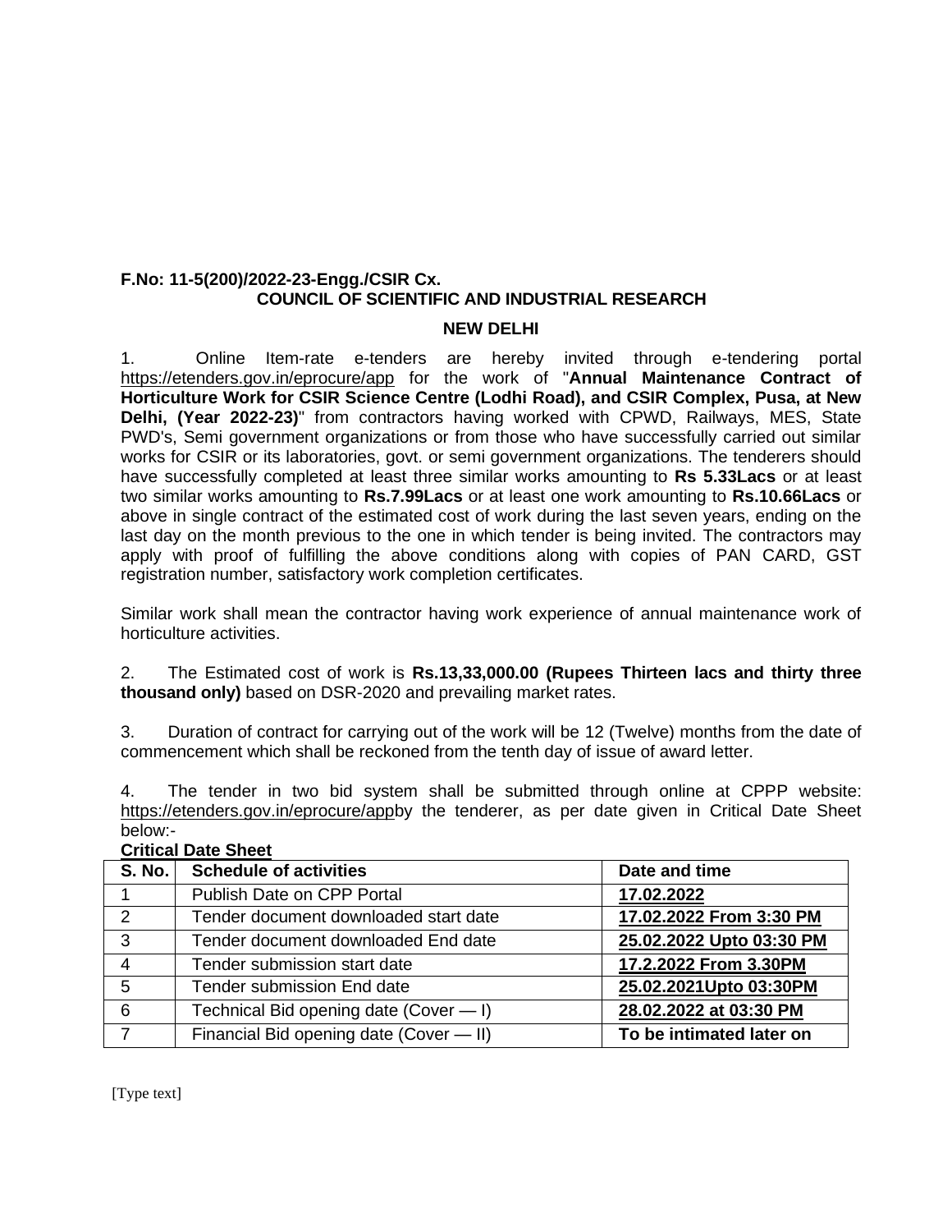**F.No: 11-5(200)/2022-23-Engg./CSIR Cx.**

**COUNCIL OF SCIENTIFIC AND INDUSTRIAL RESEARCH**

**NEW DELHI**

1. Online Item-rate e-tenders are hereby invited through e-tendering portal https://etenders.gov.in/eprocure/app for the work of "**Annual Maintenance Contract of Horticulture Work for CSIR Science Centre (Lodhi Road), and CSIR Complex, Pusa, at New Delhi, (Year 2022-23)**" from contractors having worked with CPWD, Railways, MES, State PWD's, Semi government organizations or from those who have successfully carried out similar works for CSIR or its laboratories, govt. or semi government organizations. The tenderers should have successfully completed at least three similar works amounting to **Rs 5.33Lacs** or at least two similar works amounting to **Rs.7.99Lacs** or at least one work amounting to **Rs.10.66Lacs** or above in single contract of the estimated cost of work during the last seven years, ending on the last day on the month previous to the one in which tender is being invited. The contractors may apply with proof of fulfilling the above conditions along with copies of PAN CARD, GST registration number, satisfactory work completion certificates.

Similar work shall mean the contractor having work experience of annual maintenance work of horticulture activities.

2. The Estimated cost of work is **Rs.13,33,000.00 (Rupees Thirteen lacs and thirty three thousand only)** based on DSR-2020 and prevailing market rates.

3. Duration of contract for carrying out of the work will be 12 (Twelve) months from the date of commencement which shall be reckoned from the tenth day of issue of award letter.

4. The tender in two bid system shall be submitted through online at CPPP website: https://etenders.gov.in/eprocure/appby the tenderer, as per date given in Critical Date Sheet below:-

**Critical Date Sheet**

| S. No. | Schedule of activities | Date and time |
|---|---|---|
| 1 | Publish Date on CPP Portal | **17.02.2022** |
| 2 | Tender document downloaded start date | **17.02.2022 From 3:30 PM** |
| 3 | Tender document downloaded End date | **25.02.2022 Upto 03:30 PM** |
| 4 | Tender submission start date | **17.2.2022 From 3.30PM** |
| 5 | Tender submission End date | **25.02.2021Upto 03:30PM** |
| 6 | Technical Bid opening date (Cover — I) | **28.02.2022 at 03:30 PM** |
| 7 | Financial Bid opening date (Cover — II) | **To be intimated later on** |

[Type text]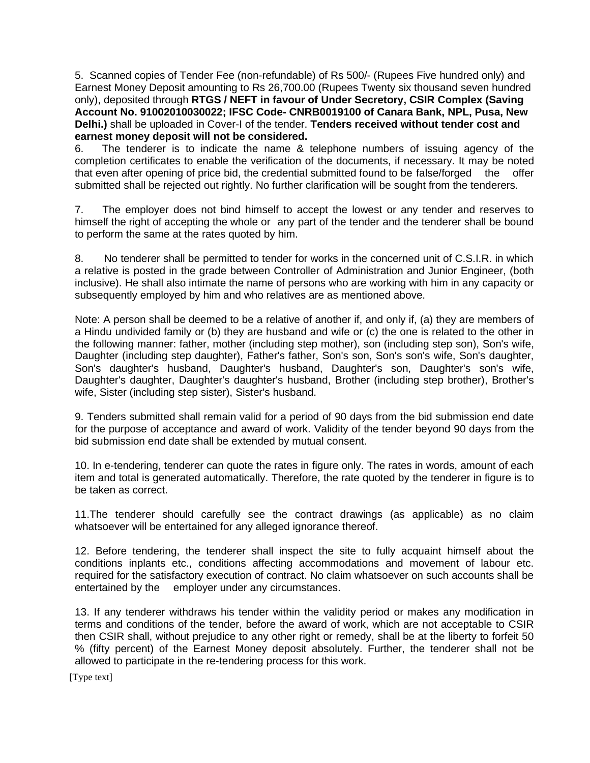5. Scanned copies of Tender Fee (non-refundable) of Rs 500/- (Rupees Five hundred only) and Earnest Money Deposit amounting to Rs 26,700.00 (Rupees Twenty six thousand seven hundred only), deposited through **RTGS / NEFT in favour of Under Secretory, CSIR Complex (Saving Account No. 91002010030022; IFSC Code- CNRB0019100 of Canara Bank, NPL, Pusa, New Delhi.)** shall be uploaded in Cover-I of the tender. **Tenders received without tender cost and earnest money deposit will not be considered.**

6. The tenderer is to indicate the name & telephone numbers of issuing agency of the completion certificates to enable the verification of the documents, if necessary. It may be noted that even after opening of price bid, the credential submitted found to be false/forged the offer submitted shall be rejected out rightly. No further clarification will be sought from the tenderers.

7. The employer does not bind himself to accept the lowest or any tender and reserves to himself the right of accepting the whole or any part of the tender and the tenderer shall be bound to perform the same at the rates quoted by him.

8. No tenderer shall be permitted to tender for works in the concerned unit of C.S.I.R. in which a relative is posted in the grade between Controller of Administration and Junior Engineer, (both inclusive). He shall also intimate the name of persons who are working with him in any capacity or subsequently employed by him and who relatives are as mentioned above.

Note: A person shall be deemed to be a relative of another if, and only if, (a) they are members of a Hindu undivided family or (b) they are husband and wife or (c) the one is related to the other in the following manner: father, mother (including step mother), son (including step son), Son's wife, Daughter (including step daughter), Father's father, Son's son, Son's son's wife, Son's daughter, Son's daughter's husband, Daughter's husband, Daughter's son, Daughter's son's wife, Daughter's daughter, Daughter's daughter's husband, Brother (including step brother), Brother's wife, Sister (including step sister), Sister's husband.

9. Tenders submitted shall remain valid for a period of 90 days from the bid submission end date for the purpose of acceptance and award of work. Validity of the tender beyond 90 days from the bid submission end date shall be extended by mutual consent.

10. In e-tendering, tenderer can quote the rates in figure only. The rates in words, amount of each item and total is generated automatically. Therefore, the rate quoted by the tenderer in figure is to be taken as correct.

11.The tenderer should carefully see the contract drawings (as applicable) as no claim whatsoever will be entertained for any alleged ignorance thereof.

12. Before tendering, the tenderer shall inspect the site to fully acquaint himself about the conditions inplants etc., conditions affecting accommodations and movement of labour etc. required for the satisfactory execution of contract. No claim whatsoever on such accounts shall be entertained by the employer under any circumstances.

13. If any tenderer withdraws his tender within the validity period or makes any modification in terms and conditions of the tender, before the award of work, which are not acceptable to CSIR then CSIR shall, without prejudice to any other right or remedy, shall be at the liberty to forfeit 50 % (fifty percent) of the Earnest Money deposit absolutely. Further, the tenderer shall not be allowed to participate in the re-tendering process for this work.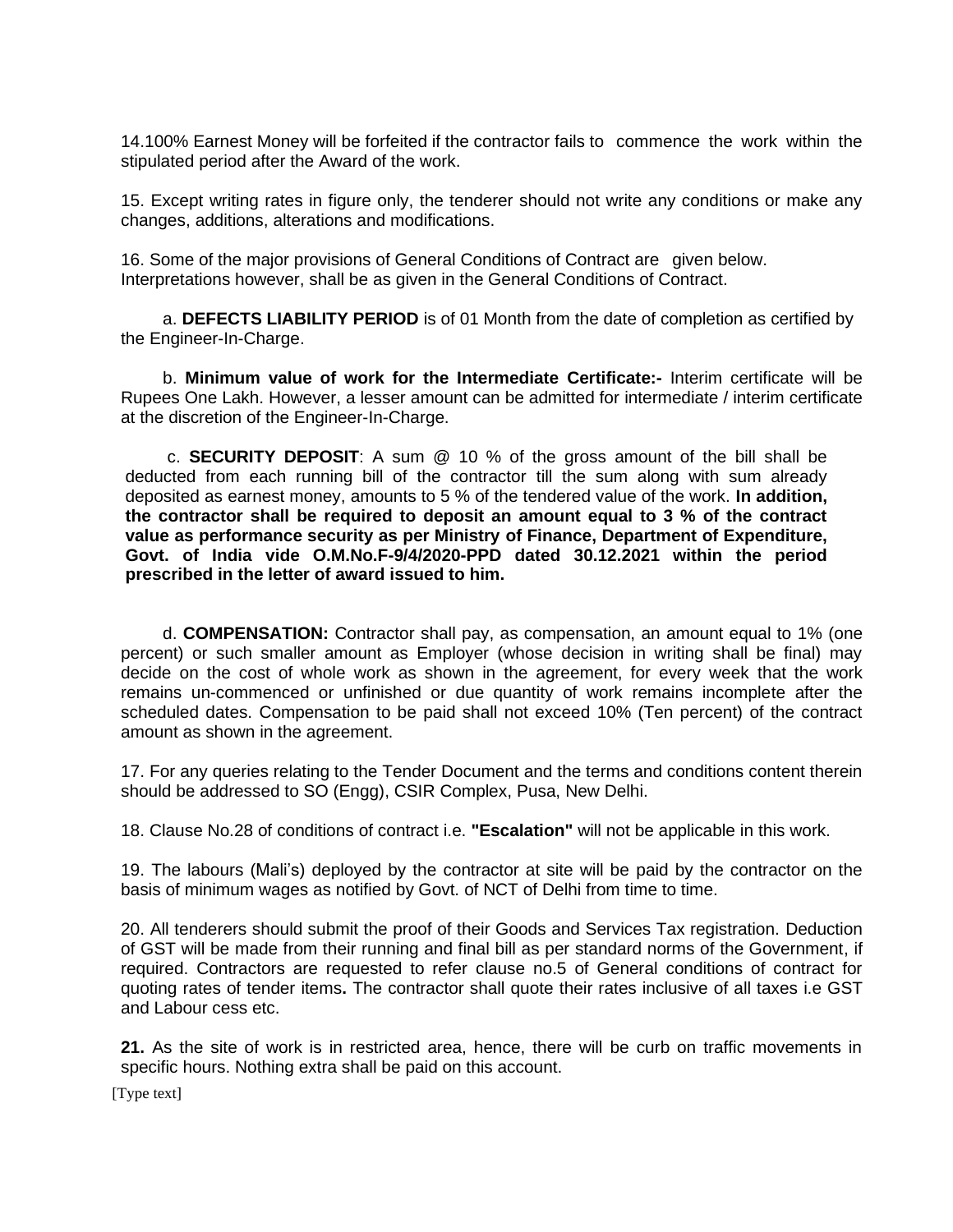14.100% Earnest Money will be forfeited if the contractor fails to commence the work within the stipulated period after the Award of the work.

15. Except writing rates in figure only, the tenderer should not write any conditions or make any changes, additions, alterations and modifications.

16. Some of the major provisions of General Conditions of Contract are given below. Interpretations however, shall be as given in the General Conditions of Contract.

a. **DEFECTS LIABILITY PERIOD** is of 01 Month from the date of completion as certified by the Engineer-In-Charge.

b. **Minimum value of work for the Intermediate Certificate:-** Interim certificate will be Rupees One Lakh. However, a lesser amount can be admitted for intermediate / interim certificate at the discretion of the Engineer-In-Charge.

c. **SECURITY DEPOSIT**: A sum @ 10 % of the gross amount of the bill shall be deducted from each running bill of the contractor till the sum along with sum already deposited as earnest money, amounts to 5 % of the tendered value of the work. **In addition, the contractor shall be required to deposit an amount equal to 3 % of the contract value as performance security as per Ministry of Finance, Department of Expenditure, Govt. of India vide O.M.No.F-9/4/2020-PPD dated 30.12.2021 within the period prescribed in the letter of award issued to him.**

d. **COMPENSATION:** Contractor shall pay, as compensation, an amount equal to 1% (one percent) or such smaller amount as Employer (whose decision in writing shall be final) may decide on the cost of whole work as shown in the agreement, for every week that the work remains un-commenced or unfinished or due quantity of work remains incomplete after the scheduled dates. Compensation to be paid shall not exceed 10% (Ten percent) of the contract amount as shown in the agreement.

17. For any queries relating to the Tender Document and the terms and conditions content therein should be addressed to SO (Engg), CSIR Complex, Pusa, New Delhi.

18. Clause No.28 of conditions of contract i.e. **"Escalation"** will not be applicable in this work.

19. The labours (Mali's) deployed by the contractor at site will be paid by the contractor on the basis of minimum wages as notified by Govt. of NCT of Delhi from time to time.

20. All tenderers should submit the proof of their Goods and Services Tax registration. Deduction of GST will be made from their running and final bill as per standard norms of the Government, if required. Contractors are requested to refer clause no.5 of General conditions of contract for quoting rates of tender items**.** The contractor shall quote their rates inclusive of all taxes i.e GST and Labour cess etc.

**21.** As the site of work is in restricted area, hence, there will be curb on traffic movements in specific hours. Nothing extra shall be paid on this account.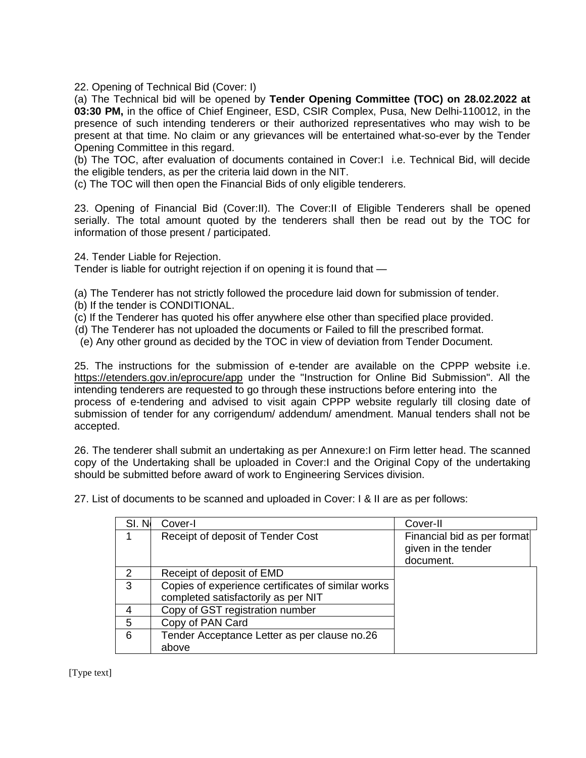22. Opening of Technical Bid (Cover: I)

(a) The Technical bid will be opened by **Tender Opening Committee (TOC) on 28.02.2022 at 03:30 PM,** in the office of Chief Engineer, ESD, CSIR Complex, Pusa, New Delhi-110012, in the presence of such intending tenderers or their authorized representatives who may wish to be present at that time. No claim or any grievances will be entertained what-so-ever by the Tender Opening Committee in this regard.

(b) The TOC, after evaluation of documents contained in Cover:I i.e. Technical Bid, will decide the eligible tenders, as per the criteria laid down in the NIT.

(c) The TOC will then open the Financial Bids of only eligible tenderers.

23. Opening of Financial Bid (Cover:II). The Cover:II of Eligible Tenderers shall be opened serially. The total amount quoted by the tenderers shall then be read out by the TOC for information of those present / participated.

24. Tender Liable for Rejection.

Tender is liable for outright rejection if on opening it is found that —

(a) The Tenderer has not strictly followed the procedure laid down for submission of tender.

(b) If the tender is CONDITIONAL.

(c) If the Tenderer has quoted his offer anywhere else other than specified place provided.

(d) The Tenderer has not uploaded the documents or Failed to fill the prescribed format.

(e) Any other ground as decided by the TOC in view of deviation from Tender Document.

25. The instructions for the submission of e-tender are available on the CPPP website i.e. https://etenders.gov.in/eprocure/app under the "Instruction for Online Bid Submission". All the intending tenderers are requested to go through these instructions before entering into the process of e-tendering and advised to visit again CPPP website regularly till closing date of submission of tender for any corrigendum/ addendum/ amendment. Manual tenders shall not be accepted.

26. The tenderer shall submit an undertaking as per Annexure:I on Firm letter head. The scanned copy of the Undertaking shall be uploaded in Cover:I and the Original Copy of the undertaking should be submitted before award of work to Engineering Services division.

27. List of documents to be scanned and uploaded in Cover: I & II are as per follows:

| Sl. No | Cover-I | Cover-II |
|---|---|---|
| 1 | Receipt of deposit of Tender Cost | Financial bid as per format given in the tender document. |
| 2 | Receipt of deposit of EMD | |
| 3 | Copies of experience certificates of similar works completed satisfactorily as per NIT | |
| 4 | Copy of GST registration number | |
| 5 | Copy of PAN Card | |
| 6 | Tender Acceptance Letter as per clause no.26 above | |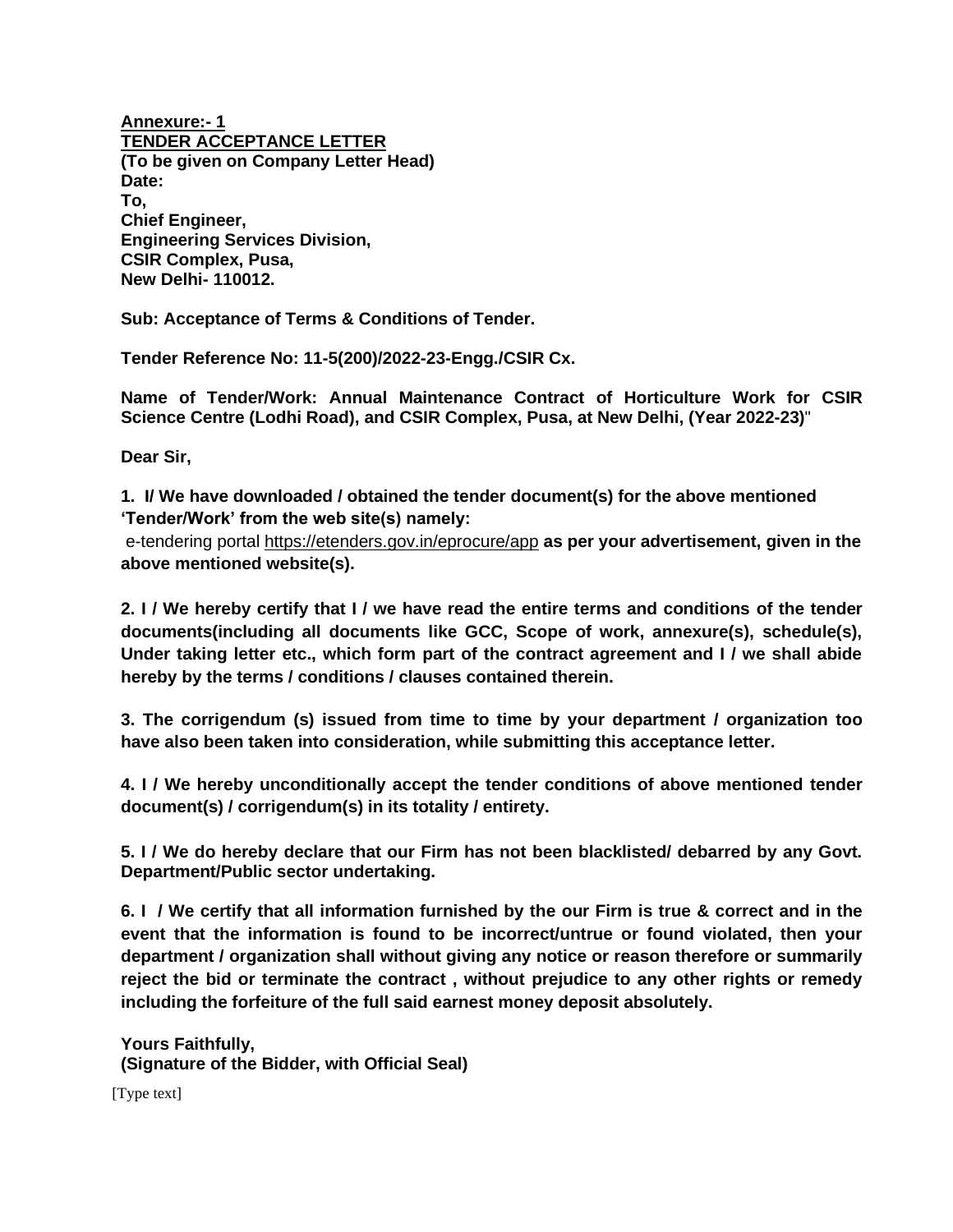**Annexure:- 1**
**TENDER ACCEPTANCE LETTER**
**(To be given on Company Letter Head)**
**Date:**
**To,**
**Chief Engineer,**
**Engineering Services Division,**
**CSIR Complex, Pusa,**
**New Delhi- 110012.**

**Sub: Acceptance of Terms & Conditions of Tender.**

**Tender Reference No: 11-5(200)/2022-23-Engg./CSIR Cx.**

**Name of Tender/Work: Annual Maintenance Contract of Horticulture Work for CSIR Science Centre (Lodhi Road), and CSIR Complex, Pusa, at New Delhi, (Year 2022-23)**"

**Dear Sir,**

**1. I/ We have downloaded / obtained the tender document(s) for the above mentioned 'Tender/Work' from the web site(s) namely:**
e-tendering portal https://etenders.gov.in/eprocure/app **as per your advertisement, given in the above mentioned website(s).**

**2. I / We hereby certify that I / we have read the entire terms and conditions of the tender documents(including all documents like GCC, Scope of work, annexure(s), schedule(s), Under taking letter etc., which form part of the contract agreement and I / we shall abide hereby by the terms / conditions / clauses contained therein.**

**3. The corrigendum (s) issued from time to time by your department / organization too have also been taken into consideration, while submitting this acceptance letter.**

**4. I / We hereby unconditionally accept the tender conditions of above mentioned tender document(s) / corrigendum(s) in its totality / entirety.**

**5. I / We do hereby declare that our Firm has not been blacklisted/ debarred by any Govt. Department/Public sector undertaking.**

**6. I / We certify that all information furnished by the our Firm is true & correct and in the event that the information is found to be incorrect/untrue or found violated, then your department / organization shall without giving any notice or reason therefore or summarily reject the bid or terminate the contract , without prejudice to any other rights or remedy including the forfeiture of the full said earnest money deposit absolutely.**

**Yours Faithfully,**
**(Signature of the Bidder, with Official Seal)**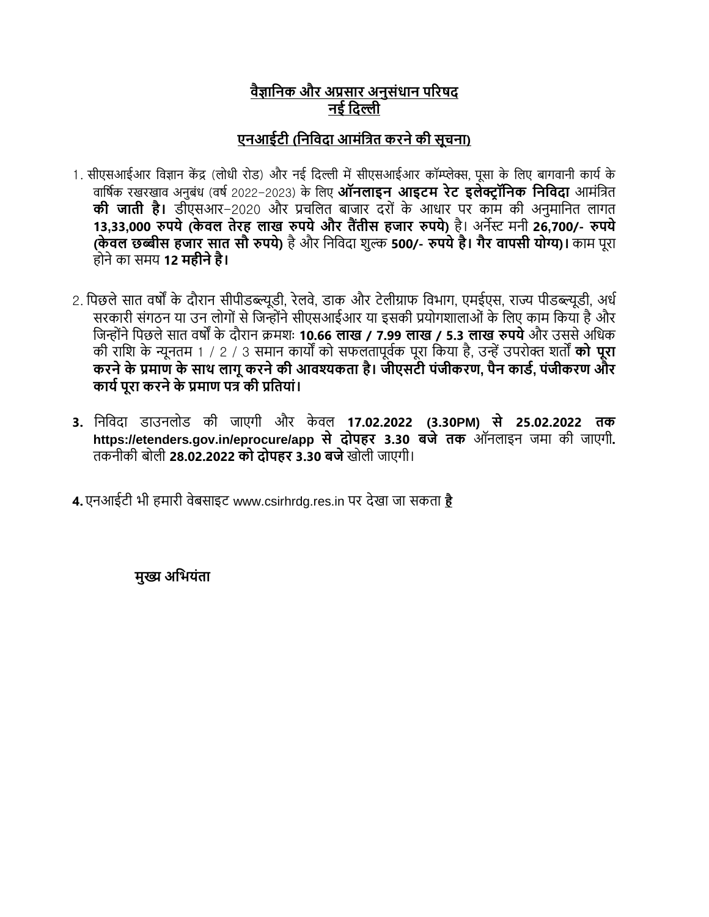**वैज्ञानिक और अप्रसार अनुसंधान परिषद**
**नई दिल्ली**

**एनआईटी (निविदा आमंत्रित करने की सूचना)**

1. सीएसआईआर विज्ञान केंद्र (लोधी रोड) और नई दिल्ली में सीएसआईआर कॉम्प्लेक्स, पूसा के लिए बागवानी कार्य के वार्षिक रखरखाव अनुबंध (वर्ष 2022–2023) के लिए **ऑनलाइन आइटम रेट इलेक्ट्रॉनिक निविदा** आमंत्रित **की जाती है।** डीएसआर–2020 और प्रचलित बाजार दरों के आधार पर काम की अनुमानित लागत **13,33,000 रुपये (केवल तेरह लाख रुपये और तैंतीस हजार रुपये)** है। अर्नेस्ट मनी **26,700/- रुपये (केवल छब्बीस हजार सात सौ रुपये)** है और निविदा शुल्क **500/- रुपये है। गैर वापसी योग्य)।** काम पूरा होने का समय **12 महीने है।**

2. पिछले सात वर्षों के दौरान सीपीडब्ल्यूडी, रेलवे, डाक और टेलीग्राफ विभाग, एमईएस, राज्य पीडब्ल्यूडी, अर्ध सरकारी संगठन या उन लोगों से जिन्होंने सीएसआईआर या इसकी प्रयोगशालाओं के लिए काम किया है और जिन्होंने पिछले सात वर्षों के दौरान क्रमशः **10.66 लाख / 7.99 लाख / 5.3 लाख रुपये** और उससे अधिक की राशि के न्यूनतम 1 / 2 / 3 समान कार्यों को सफलतापूर्वक पूरा किया है, उन्हें उपरोक्त शर्तों **को पूरा करने के प्रमाण के साथ लागू करने की आवश्यकता है। जीएसटी पंजीकरण, पैन कार्ड, पंजीकरण और कार्य पूरा करने के प्रमाण पत्र की प्रतियां।**

3. निविदा डाउनलोड की जाएगी और केवल **17.02.2022 (3.30PM) से 25.02.2022 तक https://etenders.gov.in/eprocure/app से दोपहर 3.30 बजे तक** ऑनलाइन जमा की जाएगी**.** तकनीकी बोली **28.02.2022 को दोपहर 3.30 बजे** खोली जाएगी।

4. एनआईटी भी हमारी वेबसाइट www.csirhrdg.res.in पर देखा जा सकता **है**

**मुख्य अभियंता**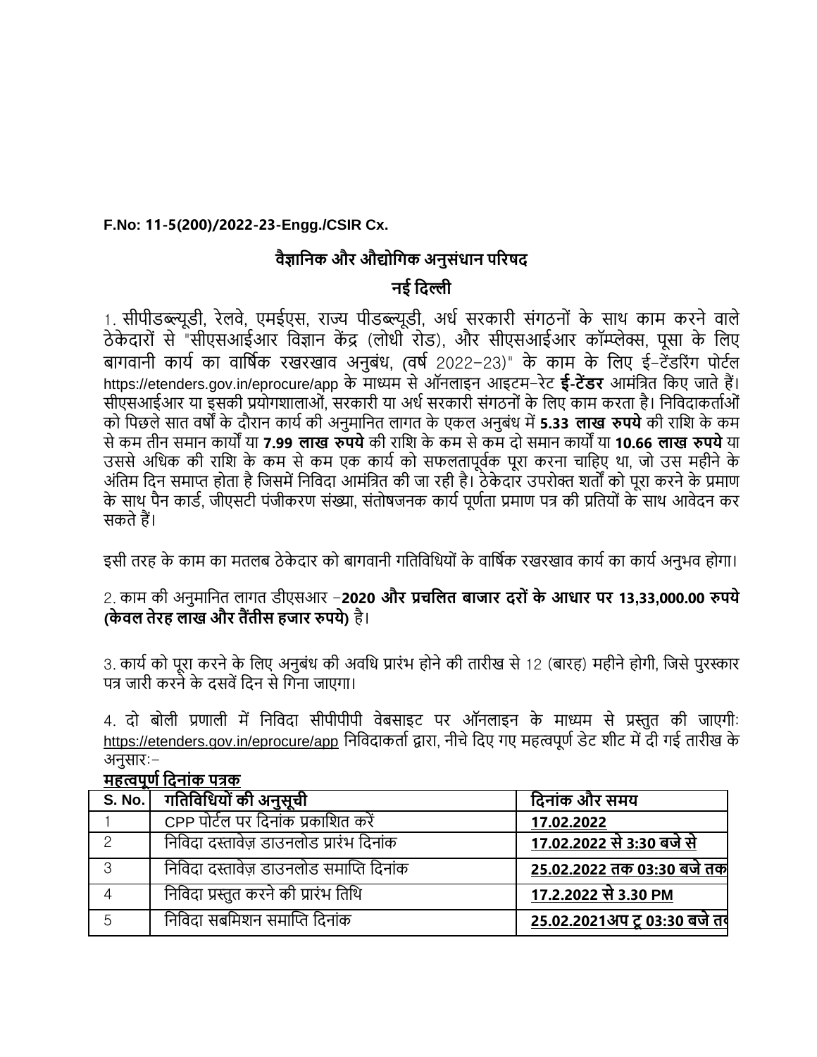**F.No: 11-5(200)/2022-23-Engg./CSIR Cx.**

## वैज्ञानिक और औद्योगिक अनुसंधान परिषद

## नई दिल्ली

1. सीपीडब्ल्यूडी, रेलवे, एमईएस, राज्य पीडब्ल्यूडी, अर्ध सरकारी संगठनों के साथ काम करने वाले ठेकेदारों से "सीएसआईआर विज्ञान केंद्र (लोधी रोड), और सीएसआईआर कॉम्प्लेक्स, पूसा के लिए बागवानी कार्य का वार्षिक रखरखाव अनुबंध, (वर्ष 2022-23)" के काम के लिए ई-टेंडरिंग पोर्टल https://etenders.gov.in/eprocure/app के माध्यम से ऑनलाइन आइटम-रेट **ई-टेंडर** आमंत्रित किए जाते हैं। सीएसआईआर या इसकी प्रयोगशालाओं, सरकारी या अर्ध सरकारी संगठनों के लिए काम करता है। निविदाकर्ताओं को पिछले सात वर्षों के दौरान कार्य की अनुमानित लागत के एकल अनुबंध में **5.33 लाख रुपये** की राशि के कम से कम तीन समान कार्यों या **7.99 लाख रुपये** की राशि के कम से कम दो समान कार्यों या **10.66 लाख रुपये** या उससे अधिक की राशि के कम से कम एक कार्य को सफलतापूर्वक पूरा करना चाहिए था, जो उस महीने के अंतिम दिन समाप्त होता है जिसमें निविदा आमंत्रित की जा रही है। ठेकेदार उपरोक्त शर्तों को पूरा करने के प्रमाण के साथ पैन कार्ड, जीएसटी पंजीकरण संख्या, संतोषजनक कार्य पूर्णता प्रमाण पत्र की प्रतियों के साथ आवेदन कर सकते हैं।

इसी तरह के काम का मतलब ठेकेदार को बागवानी गतिविधियों के वार्षिक रखरखाव कार्य का कार्य अनुभव होगा।

2. काम की अनुमानित लागत डीएसआर -**2020 और प्रचलित बाजार दरों के आधार पर 13,33,000.00 रुपये (केवल तेरह लाख और तैंतीस हजार रुपये)** है।

3. कार्य को पूरा करने के लिए अनुबंध की अवधि प्रारंभ होने की तारीख से 12 (बारह) महीने होगी, जिसे पुरस्कार पत्र जारी करने के दसवें दिन से गिना जाएगा।

4. दो बोली प्रणाली में निविदा सीपीपीपी वेबसाइट पर ऑनलाइन के माध्यम से प्रस्तुत की जाएगीः https://etenders.gov.in/eprocure/app निविदाकर्ता द्वारा, नीचे दिए गए महत्वपूर्ण डेट शीट में दी गई तारीख के अनुसारः-

**महत्वपूर्ण दिनांक पत्रक**

| S. No. | गतिविधियों की अनुसूची | दिनांक और समय |
|---|---|---|
| 1 | CPP पोर्टल पर दिनांक प्रकाशित करें | **17.02.2022** |
| 2 | निविदा दस्तावेज़ डाउनलोड प्रारंभ दिनांक | **17.02.2022 से 3:30 बजे से** |
| 3 | निविदा दस्तावेज़ डाउनलोड समाप्ति दिनांक | **25.02.2022 तक 03:30 बजे तक** |
| 4 | निविदा प्रस्तुत करने की प्रारंभ तिथि | **17.2.2022 से 3.30 PM** |
| 5 | निविदा सबमिशन समाप्ति दिनांक | **25.02.2021अप टू 03:30 बजे तक** |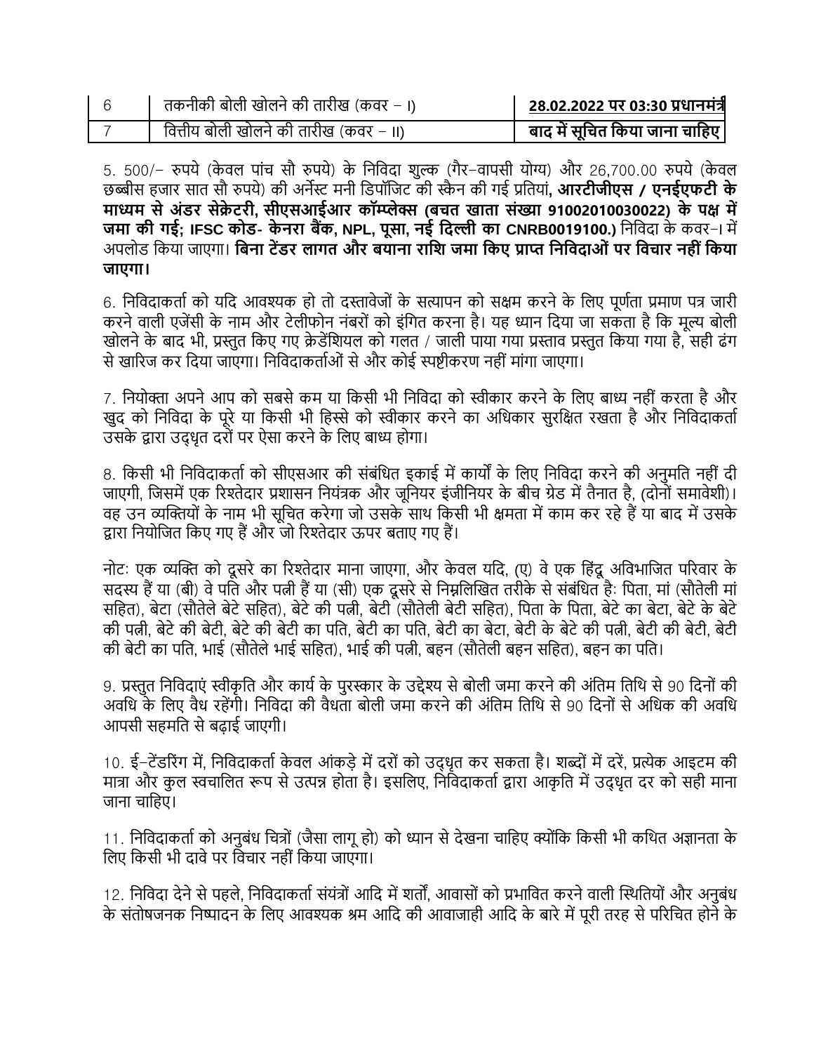| 6 | तकनीकी बोली खोलने की तारीख (कवर – I) | **28.02.2022 पर 03:30 प्रधानमंत्री** |
|---|---|---|
| 7 | वित्तीय बोली खोलने की तारीख (कवर – II) | **बाद में सूचित किया जाना चाहिए** |

5. 500/– रुपये (केवल पांच सौ रुपये) के निविदा शुल्क (गैर–वापसी योग्य) और 26,700.00 रुपये (केवल छब्बीस हजार सात सौ रुपये) की अर्नेस्ट मनी डिपॉजिट की स्कैन की गई प्रतियां**, आरटीजीएस / एनईएफटी के माध्यम से अंडर सेक्रेटरी, सीएसआईआर कॉम्प्लेक्स (बचत खाता संख्या 91002010030022) के पक्ष में जमा की गई; IFSC कोड- केनरा बैंक, NPL, पूसा, नई दिल्ली का CNRB0019100.)** निविदा के कवर–I में अपलोड किया जाएगा। **बिना टेंडर लागत और बयाना राशि जमा किए प्राप्त निविदाओं पर विचार नहीं किया जाएगा।**

6. निविदाकर्ता को यदि आवश्यक हो तो दस्तावेजों के सत्यापन को सक्षम करने के लिए पूर्णता प्रमाण पत्र जारी करने वाली एजेंसी के नाम और टेलीफोन नंबरों को इंगित करना है। यह ध्यान दिया जा सकता है कि मूल्य बोली खोलने के बाद भी, प्रस्तुत किए गए क्रेडेंशियल को गलत / जाली पाया गया प्रस्ताव प्रस्तुत किया गया है, सही ढंग से खारिज कर दिया जाएगा। निविदाकर्ताओं से और कोई स्पष्टीकरण नहीं मांगा जाएगा।

7. नियोक्ता अपने आप को सबसे कम या किसी भी निविदा को स्वीकार करने के लिए बाध्य नहीं करता है और खुद को निविदा के पूरे या किसी भी हिस्से को स्वीकार करने का अधिकार सुरक्षित रखता है और निविदाकर्ता उसके द्वारा उद्धृत दरों पर ऐसा करने के लिए बाध्य होगा।

8. किसी भी निविदाकर्ता को सीएसआर की संबंधित इकाई में कार्यों के लिए निविदा करने की अनुमति नहीं दी जाएगी, जिसमें एक रिश्तेदार प्रशासन नियंत्रक और जूनियर इंजीनियर के बीच ग्रेड में तैनात है, (दोनों समावेशी)। वह उन व्यक्तियों के नाम भी सूचित करेगा जो उसके साथ किसी भी क्षमता में काम कर रहे हैं या बाद में उसके द्वारा नियोजित किए गए हैं और जो रिश्तेदार ऊपर बताए गए हैं।

नोटः एक व्यक्ति को दूसरे का रिश्तेदार माना जाएगा, और केवल यदि, (ए) वे एक हिंदू अविभाजित परिवार के सदस्य हैं या (बी) वे पति और पत्नी हैं या (सी) एक दूसरे से निम्नलिखित तरीके से संबंधित हैः पिता, मां (सौतेली मां सहित), बेटा (सौतेले बेटे सहित), बेटे की पत्नी, बेटी (सौतेली बेटी सहित), पिता के पिता, बेटे का बेटा, बेटे के बेटे की पत्नी, बेटे की बेटी, बेटे की बेटी का पति, बेटी का पति, बेटी का बेटा, बेटी के बेटे की पत्नी, बेटी की बेटी, बेटी की बेटी का पति, भाई (सौतेले भाई सहित), भाई की पत्नी, बहन (सौतेली बहन सहित), बहन का पति।

9. प्रस्तुत निविदाएं स्वीकृति और कार्य के पुरस्कार के उद्देश्य से बोली जमा करने की अंतिम तिथि से 90 दिनों की अवधि के लिए वैध रहेंगी। निविदा की वैधता बोली जमा करने की अंतिम तिथि से 90 दिनों से अधिक की अवधि आपसी सहमति से बढ़ाई जाएगी।

10. ई–टेंडरिंग में, निविदाकर्ता केवल आंकड़े में दरों को उद्धृत कर सकता है। शब्दों में दरें, प्रत्येक आइटम की मात्रा और कुल स्वचालित रूप से उत्पन्न होता है। इसलिए, निविदाकर्ता द्वारा आकृति में उद्धृत दर को सही माना जाना चाहिए।

11. निविदाकर्ता को अनुबंध चित्रों (जैसा लागू हो) को ध्यान से देखना चाहिए क्योंकि किसी भी कथित अज्ञानता के लिए किसी भी दावे पर विचार नहीं किया जाएगा।

12. निविदा देने से पहले, निविदाकर्ता संयंत्रों आदि में शर्तों, आवासों को प्रभावित करने वाली स्थितियों और अनुबंध के संतोषजनक निष्पादन के लिए आवश्यक श्रम आदि की आवाजाही आदि के बारे में पूरी तरह से परिचित होने के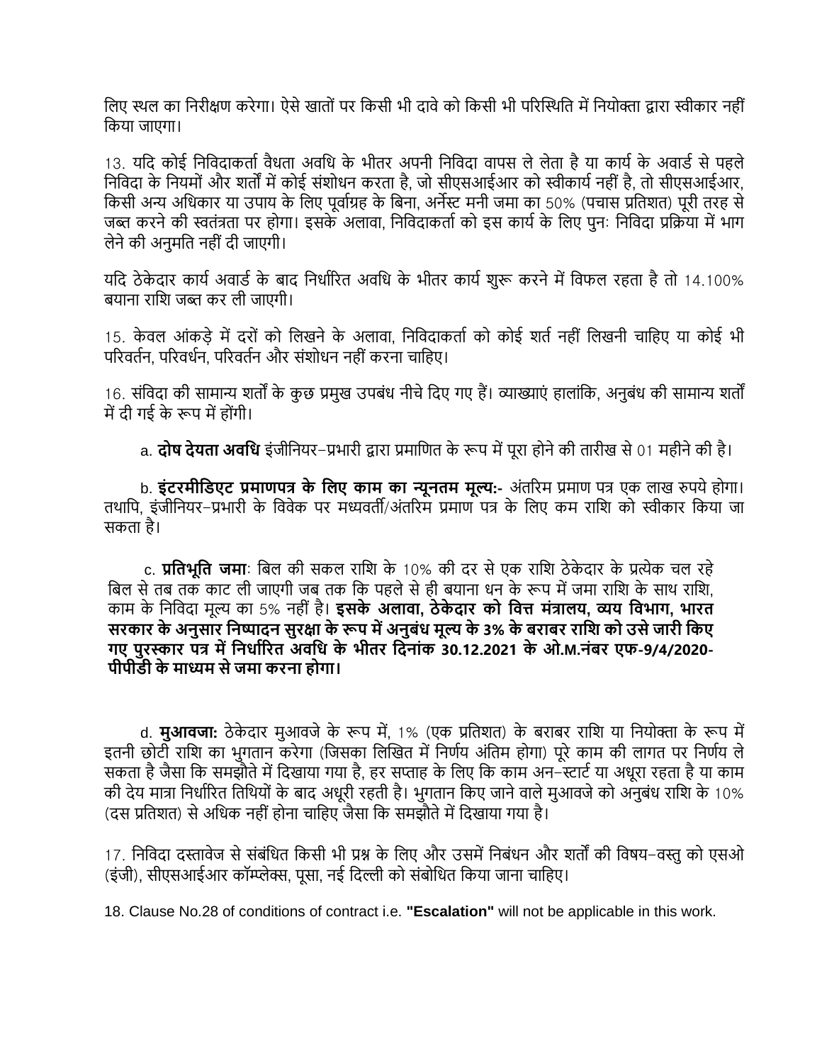लिए स्थल का निरीक्षण करेगा। ऐसे खातों पर किसी भी दावे को किसी भी परिस्थिति में नियोक्ता द्वारा स्वीकार नहीं किया जाएगा।

13. यदि कोई निविदाकर्ता वैधता अवधि के भीतर अपनी निविदा वापस ले लेता है या कार्य के अवार्ड से पहले निविदा के नियमों और शर्तों में कोई संशोधन करता है, जो सीएसआईआर को स्वीकार्य नहीं है, तो सीएसआईआर, किसी अन्य अधिकार या उपाय के लिए पूर्वाग्रह के बिना, अर्नेस्ट मनी जमा का 50% (पचास प्रतिशत) पूरी तरह से जब्त करने की स्वतंत्रता पर होगा। इसके अलावा, निविदाकर्ता को इस कार्य के लिए पुनः निविदा प्रक्रिया में भाग लेने की अनुमति नहीं दी जाएगी।

यदि ठेकेदार कार्य अवार्ड के बाद निर्धारित अवधि के भीतर कार्य शुरू करने में विफल रहता है तो 14.100% बयाना राशि जब्त कर ली जाएगी।

15. केवल आंकड़े में दरों को लिखने के अलावा, निविदाकर्ता को कोई शर्त नहीं लिखनी चाहिए या कोई भी परिवर्तन, परिवर्धन, परिवर्तन और संशोधन नहीं करना चाहिए।

16. संविदा की सामान्य शर्तों के कुछ प्रमुख उपबंध नीचे दिए गए हैं। व्याख्याएं हालांकि, अनुबंध की सामान्य शर्तों में दी गई के रूप में होंगी।

a. **दोष देयता अवधि** इंजीनियर-प्रभारी द्वारा प्रमाणित के रूप में पूरा होने की तारीख से 01 महीने की है।

b. **इंटरमीडिएट प्रमाणपत्र के लिए काम का न्यूनतम मूल्य:-** अंतरिम प्रमाण पत्र एक लाख रुपये होगा। तथापि, इंजीनियर-प्रभारी के विवेक पर मध्यवर्ती/अंतरिम प्रमाण पत्र के लिए कम राशि को स्वीकार किया जा सकता है।

c. **प्रतिभूति जमा**: बिल की सकल राशि के 10% की दर से एक राशि ठेकेदार के प्रत्येक चल रहे बिल से तब तक काट ली जाएगी जब तक कि पहले से ही बयाना धन के रूप में जमा राशि के साथ राशि, काम के निविदा मूल्य का 5% नहीं है। **इसके अलावा, ठेकेदार को वित्त मंत्रालय, व्यय विभाग, भारत सरकार के अनुसार निष्पादन सुरक्षा के रूप में अनुबंध मूल्य के 3% के बराबर राशि को उसे जारी किए गए पुरस्कार पत्र में निर्धारित अवधि के भीतर दिनांक 30.12.2021 के ओ.M.नंबर एफ-9/4/2020-पीपीडी के माध्यम से जमा करना होगा।**

d. **मुआवजा:** ठेकेदार मुआवजे के रूप में, 1% (एक प्रतिशत) के बराबर राशि या नियोक्ता के रूप में इतनी छोटी राशि का भुगतान करेगा (जिसका लिखित में निर्णय अंतिम होगा) पूरे काम की लागत पर निर्णय ले सकता है जैसा कि समझौते में दिखाया गया है, हर सप्ताह के लिए कि काम अन-स्टार्ट या अधूरा रहता है या काम की देय मात्रा निर्धारित तिथियों के बाद अधूरी रहती है। भुगतान किए जाने वाले मुआवजे को अनुबंध राशि के 10% (दस प्रतिशत) से अधिक नहीं होना चाहिए जैसा कि समझौते में दिखाया गया है।

17. निविदा दस्तावेज से संबंधित किसी भी प्रश्न के लिए और उसमें निबंधन और शर्तों की विषय-वस्तु को एसओ (इंजी), सीएसआईआर कॉम्प्लेक्स, पूसा, नई दिल्ली को संबोधित किया जाना चाहिए।

18. Clause No.28 of conditions of contract i.e. **"Escalation"** will not be applicable in this work.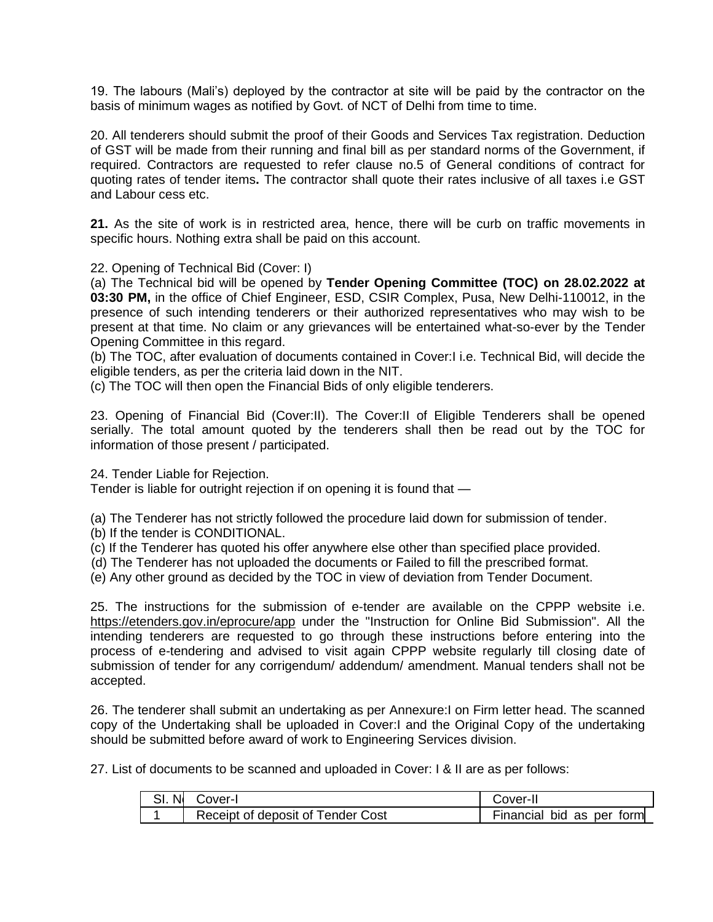19. The labours (Mali's) deployed by the contractor at site will be paid by the contractor on the basis of minimum wages as notified by Govt. of NCT of Delhi from time to time.

20. All tenderers should submit the proof of their Goods and Services Tax registration. Deduction of GST will be made from their running and final bill as per standard norms of the Government, if required. Contractors are requested to refer clause no.5 of General conditions of contract for quoting rates of tender items**.** The contractor shall quote their rates inclusive of all taxes i.e GST and Labour cess etc.

**21.** As the site of work is in restricted area, hence, there will be curb on traffic movements in specific hours. Nothing extra shall be paid on this account.

22. Opening of Technical Bid (Cover: I)

(a) The Technical bid will be opened by **Tender Opening Committee (TOC) on 28.02.2022 at 03:30 PM,** in the office of Chief Engineer, ESD, CSIR Complex, Pusa, New Delhi-110012, in the presence of such intending tenderers or their authorized representatives who may wish to be present at that time. No claim or any grievances will be entertained what-so-ever by the Tender Opening Committee in this regard.

(b) The TOC, after evaluation of documents contained in Cover:I i.e. Technical Bid, will decide the eligible tenders, as per the criteria laid down in the NIT.

(c) The TOC will then open the Financial Bids of only eligible tenderers.

23. Opening of Financial Bid (Cover:II). The Cover:II of Eligible Tenderers shall be opened serially. The total amount quoted by the tenderers shall then be read out by the TOC for information of those present / participated.

24. Tender Liable for Rejection.

Tender is liable for outright rejection if on opening it is found that —

(a) The Tenderer has not strictly followed the procedure laid down for submission of tender.
(b) If the tender is CONDITIONAL.
(c) If the Tenderer has quoted his offer anywhere else other than specified place provided.
(d) The Tenderer has not uploaded the documents or Failed to fill the prescribed format.
(e) Any other ground as decided by the TOC in view of deviation from Tender Document.

25. The instructions for the submission of e-tender are available on the CPPP website i.e. https://etenders.gov.in/eprocure/app under the "Instruction for Online Bid Submission". All the intending tenderers are requested to go through these instructions before entering into the process of e-tendering and advised to visit again CPPP website regularly till closing date of submission of tender for any corrigendum/ addendum/ amendment. Manual tenders shall not be accepted.

26. The tenderer shall submit an undertaking as per Annexure:I on Firm letter head. The scanned copy of the Undertaking shall be uploaded in Cover:I and the Original Copy of the undertaking should be submitted before award of work to Engineering Services division.

27. List of documents to be scanned and uploaded in Cover: I & II are as per follows:

| Sl. No | Cover-I | Cover-II |
|---|---|---|
| 1 | Receipt of deposit of Tender Cost | Financial bid as per form |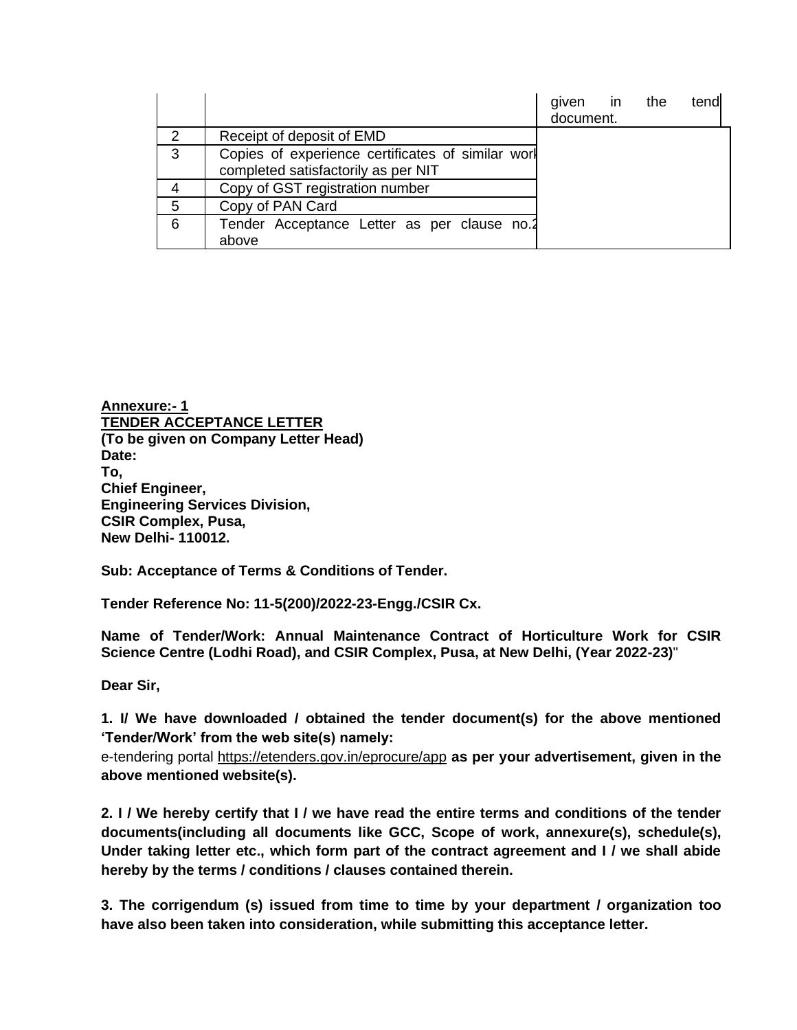| | | given in the tend document. |
|---|---|---|
| 2 | Receipt of deposit of EMD | |
| 3 | Copies of experience certificates of similar work completed satisfactorily as per NIT | |
| 4 | Copy of GST registration number | |
| 5 | Copy of PAN Card | |
| 6 | Tender Acceptance Letter as per clause no.2 above | |

**Annexure:- 1**
**TENDER ACCEPTANCE LETTER**
**(To be given on Company Letter Head)**
**Date:**
**To,**
**Chief Engineer,**
**Engineering Services Division,**
**CSIR Complex, Pusa,**
**New Delhi- 110012.**

**Sub: Acceptance of Terms & Conditions of Tender.**

**Tender Reference No: 11-5(200)/2022-23-Engg./CSIR Cx.**

**Name of Tender/Work: Annual Maintenance Contract of Horticulture Work for CSIR Science Centre (Lodhi Road), and CSIR Complex, Pusa, at New Delhi, (Year 2022-23)**"

**Dear Sir,**

**1. I/ We have downloaded / obtained the tender document(s) for the above mentioned 'Tender/Work' from the web site(s) namely:**
e-tendering portal https://etenders.gov.in/eprocure/app **as per your advertisement, given in the above mentioned website(s).**

**2. I / We hereby certify that I / we have read the entire terms and conditions of the tender documents(including all documents like GCC, Scope of work, annexure(s), schedule(s), Under taking letter etc., which form part of the contract agreement and I / we shall abide hereby by the terms / conditions / clauses contained therein.**

**3. The corrigendum (s) issued from time to time by your department / organization too have also been taken into consideration, while submitting this acceptance letter.**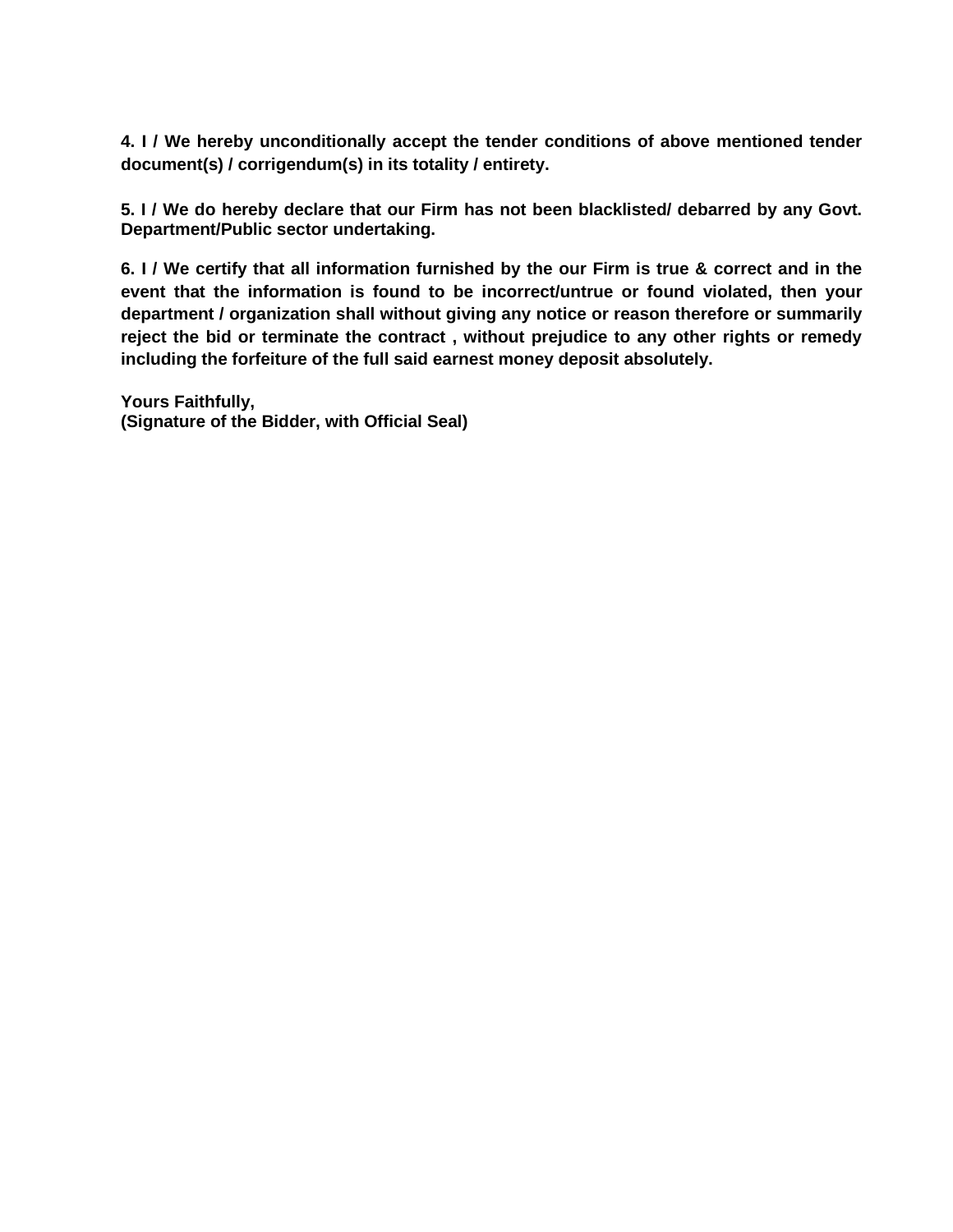**4. I / We hereby unconditionally accept the tender conditions of above mentioned tender document(s) / corrigendum(s) in its totality / entirety.**

**5. I / We do hereby declare that our Firm has not been blacklisted/ debarred by any Govt. Department/Public sector undertaking.**

**6. I / We certify that all information furnished by the our Firm is true & correct and in the event that the information is found to be incorrect/untrue or found violated, then your department / organization shall without giving any notice or reason therefore or summarily reject the bid or terminate the contract , without prejudice to any other rights or remedy including the forfeiture of the full said earnest money deposit absolutely.**

**Yours Faithfully,**
**(Signature of the Bidder, with Official Seal)**